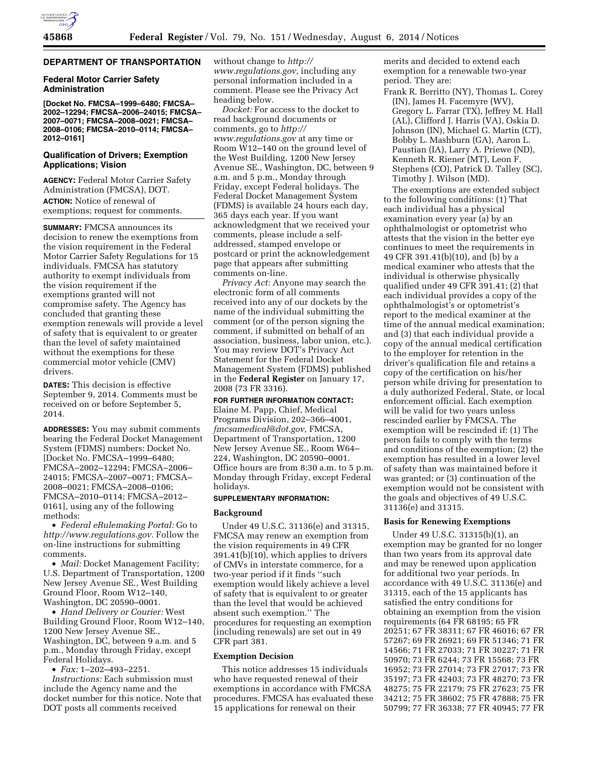## DEPARTMENT OF TRANSPORTATION

### Federal Motor Carrier Safety Administration

**[Docket No. FMCSA–1999–6480; FMCSA–2002–12294; FMCSA–2006–24015; FMCSA–2007–0071; FMCSA–2008–0021; FMCSA–2008–0106; FMCSA–2010–0114; FMCSA–2012–0161]**

### Qualification of Drivers; Exemption Applications; Vision

**AGENCY:** Federal Motor Carrier Safety Administration (FMCSA), DOT.

**ACTION:** Notice of renewal of exemptions; request for comments.

**SUMMARY:** FMCSA announces its decision to renew the exemptions from the vision requirement in the Federal Motor Carrier Safety Regulations for 15 individuals. FMCSA has statutory authority to exempt individuals from the vision requirement if the exemptions granted will not compromise safety. The Agency has concluded that granting these exemption renewals will provide a level of safety that is equivalent to or greater than the level of safety maintained without the exemptions for these commercial motor vehicle (CMV) drivers.

**DATES:** This decision is effective September 9, 2014. Comments must be received on or before September 5, 2014.

**ADDRESSES:** You may submit comments bearing the Federal Docket Management System (FDMS) numbers: Docket No. [Docket No. FMCSA–1999–6480; FMCSA–2002–12294; FMCSA–2006–24015; FMCSA–2007–0071; FMCSA–2008–0021; FMCSA–2008–0106; FMCSA–2010–0114; FMCSA–2012–0161], using any of the following methods:

- *Federal eRulemaking Portal:* Go to *http://www.regulations.gov.* Follow the on-line instructions for submitting comments.
- *Mail:* Docket Management Facility; U.S. Department of Transportation, 1200 New Jersey Avenue SE., West Building Ground Floor, Room W12–140, Washington, DC 20590–0001.
- *Hand Delivery or Courier:* West Building Ground Floor, Room W12–140, 1200 New Jersey Avenue SE., Washington, DC, between 9 a.m. and 5 p.m., Monday through Friday, except Federal Holidays.
- *Fax:* 1–202–493–2251.

*Instructions:* Each submission must include the Agency name and the docket number for this notice. Note that DOT posts all comments received without change to *http://www.regulations.gov,* including any personal information included in a comment. Please see the Privacy Act heading below.

*Docket:* For access to the docket to read background documents or comments, go to *http://www.regulations.gov* at any time or Room W12–140 on the ground level of the West Building, 1200 New Jersey Avenue SE., Washington, DC, between 9 a.m. and 5 p.m., Monday through Friday, except Federal holidays. The Federal Docket Management System (FDMS) is available 24 hours each day, 365 days each year. If you want acknowledgment that we received your comments, please include a self-addressed, stamped envelope or postcard or print the acknowledgement page that appears after submitting comments on-line.

*Privacy Act:* Anyone may search the electronic form of all comments received into any of our dockets by the name of the individual submitting the comment (or of the person signing the comment, if submitted on behalf of an association, business, labor union, etc.). You may review DOT's Privacy Act Statement for the Federal Docket Management System (FDMS) published in the **Federal Register** on January 17, 2008 (73 FR 3316).

**FOR FURTHER INFORMATION CONTACT:** Elaine M. Papp, Chief, Medical Programs Division, 202–366–4001, *fmcsamedical@dot.gov,* FMCSA, Department of Transportation, 1200 New Jersey Avenue SE., Room W64–224, Washington, DC 20590–0001. Office hours are from 8:30 a.m. to 5 p.m. Monday through Friday, except Federal holidays.

**SUPPLEMENTARY INFORMATION:**

### Background

Under 49 U.S.C. 31136(e) and 31315, FMCSA may renew an exemption from the vision requirements in 49 CFR 391.41(b)(10), which applies to drivers of CMVs in interstate commerce, for a two-year period if it finds "such exemption would likely achieve a level of safety that is equivalent to or greater than the level that would be achieved absent such exemption." The procedures for requesting an exemption (including renewals) are set out in 49 CFR part 381.

### Exemption Decision

This notice addresses 15 individuals who have requested renewal of their exemptions in accordance with FMCSA procedures. FMCSA has evaluated these 15 applications for renewal on their merits and decided to extend each exemption for a renewable two-year period. They are:

Frank R. Berritto (NY), Thomas L. Corey (IN), James H. Facemyre (WV), Gregory L. Farrar (TX), Jeffrey M. Hall (AL), Clifford J. Harris (VA), Oskia D. Johnson (IN), Michael G. Martin (CT), Bobby L. Mashburn (GA), Aaron L. Paustian (IA), Larry A. Priewe (ND), Kenneth R. Riener (MT), Leon F. Stephens (CO), Patrick D. Talley (SC), Timothy J. Wilson (MD).

The exemptions are extended subject to the following conditions: (1) That each individual has a physical examination every year (a) by an ophthalmologist or optometrist who attests that the vision in the better eye continues to meet the requirements in 49 CFR 391.41(b)(10), and (b) by a medical examiner who attests that the individual is otherwise physically qualified under 49 CFR 391.41; (2) that each individual provides a copy of the ophthalmologist's or optometrist's report to the medical examiner at the time of the annual medical examination; and (3) that each individual provide a copy of the annual medical certification to the employer for retention in the driver's qualification file and retains a copy of the certification on his/her person while driving for presentation to a duly authorized Federal, State, or local enforcement official. Each exemption will be valid for two years unless rescinded earlier by FMCSA. The exemption will be rescinded if: (1) The person fails to comply with the terms and conditions of the exemption; (2) the exemption has resulted in a lower level of safety than was maintained before it was granted; or (3) continuation of the exemption would not be consistent with the goals and objectives of 49 U.S.C. 31136(e) and 31315.

### Basis for Renewing Exemptions

Under 49 U.S.C. 31315(b)(1), an exemption may be granted for no longer than two years from its approval date and may be renewed upon application for additional two year periods. In accordance with 49 U.S.C. 31136(e) and 31315, each of the 15 applicants has satisfied the entry conditions for obtaining an exemption from the vision requirements (64 FR 68195; 65 FR 20251; 67 FR 38311; 67 FR 46016; 67 FR 57267; 69 FR 26921; 69 FR 51346; 71 FR 14566; 71 FR 27033; 71 FR 30227; 71 FR 50970; 73 FR 6244; 73 FR 15568; 73 FR 16952; 73 FR 27014; 73 FR 27017; 73 FR 35197; 73 FR 42403; 73 FR 48270; 73 FR 48275; 75 FR 22179; 75 FR 27623; 75 FR 34212; 75 FR 38602; 75 FR 47888; 75 FR 50799; 77 FR 36338; 77 FR 40945; 77 FR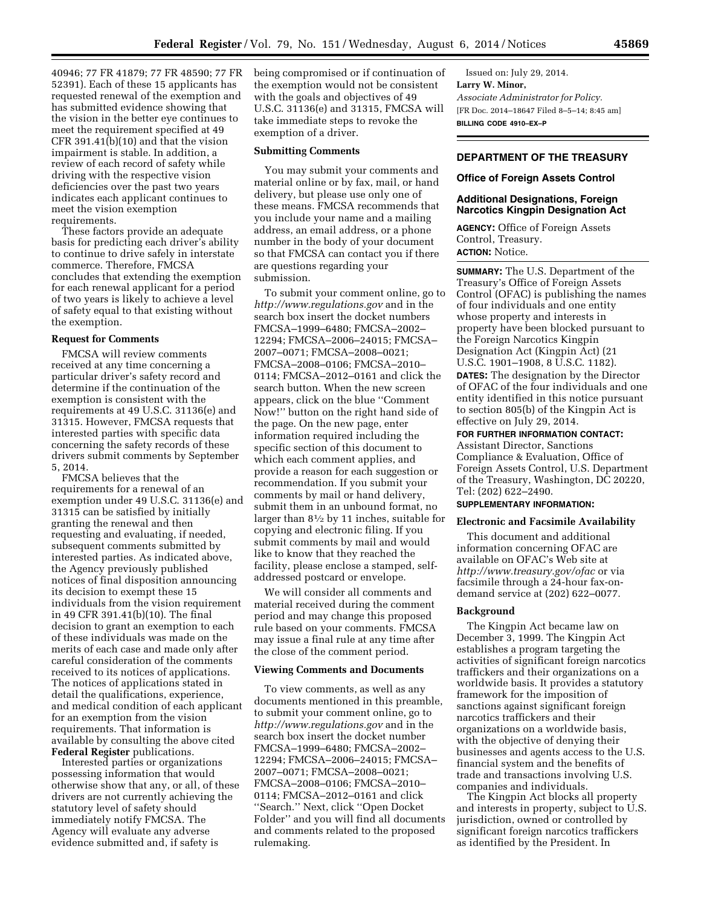40946; 77 FR 41879; 77 FR 48590; 77 FR 52391). Each of these 15 applicants has requested renewal of the exemption and has submitted evidence showing that the vision in the better eye continues to meet the requirement specified at 49 CFR 391.41(b)(10) and that the vision impairment is stable. In addition, a review of each record of safety while driving with the respective vision deficiencies over the past two years indicates each applicant continues to meet the vision exemption requirements.

These factors provide an adequate basis for predicting each driver's ability to continue to drive safely in interstate commerce. Therefore, FMCSA concludes that extending the exemption for each renewal applicant for a period of two years is likely to achieve a level of safety equal to that existing without the exemption.

**Request for Comments**

FMCSA will review comments received at any time concerning a particular driver's safety record and determine if the continuation of the exemption is consistent with the requirements at 49 U.S.C. 31136(e) and 31315. However, FMCSA requests that interested parties with specific data concerning the safety records of these drivers submit comments by September 5, 2014.

FMCSA believes that the requirements for a renewal of an exemption under 49 U.S.C. 31136(e) and 31315 can be satisfied by initially granting the renewal and then requesting and evaluating, if needed, subsequent comments submitted by interested parties. As indicated above, the Agency previously published notices of final disposition announcing its decision to exempt these 15 individuals from the vision requirement in 49 CFR 391.41(b)(10). The final decision to grant an exemption to each of these individuals was made on the merits of each case and made only after careful consideration of the comments received to its notices of applications. The notices of applications stated in detail the qualifications, experience, and medical condition of each applicant for an exemption from the vision requirements. That information is available by consulting the above cited **Federal Register** publications.

Interested parties or organizations possessing information that would otherwise show that any, or all, of these drivers are not currently achieving the statutory level of safety should immediately notify FMCSA. The Agency will evaluate any adverse evidence submitted and, if safety is being compromised or if continuation of the exemption would not be consistent with the goals and objectives of 49 U.S.C. 31136(e) and 31315, FMCSA will take immediate steps to revoke the exemption of a driver.

**Submitting Comments**

You may submit your comments and material online or by fax, mail, or hand delivery, but please use only one of these means. FMCSA recommends that you include your name and a mailing address, an email address, or a phone number in the body of your document so that FMCSA can contact you if there are questions regarding your submission.

To submit your comment online, go to *http://www.regulations.gov* and in the search box insert the docket numbers FMCSA–1999–6480; FMCSA–2002–12294; FMCSA–2006–24015; FMCSA–2007–0071; FMCSA–2008–0021; FMCSA–2008–0106; FMCSA–2010–0114; FMCSA–2012–0161 and click the search button. When the new screen appears, click on the blue ''Comment Now!'' button on the right hand side of the page. On the new page, enter information required including the specific section of this document to which each comment applies, and provide a reason for each suggestion or recommendation. If you submit your comments by mail or hand delivery, submit them in an unbound format, no larger than 8½ by 11 inches, suitable for copying and electronic filing. If you submit comments by mail and would like to know that they reached the facility, please enclose a stamped, self-addressed postcard or envelope.

We will consider all comments and material received during the comment period and may change this proposed rule based on your comments. FMCSA may issue a final rule at any time after the close of the comment period.

**Viewing Comments and Documents**

To view comments, as well as any documents mentioned in this preamble, to submit your comment online, go to *http://www.regulations.gov* and in the search box insert the docket number FMCSA–1999–6480; FMCSA–2002–12294; FMCSA–2006–24015; FMCSA–2007–0071; FMCSA–2008–0021; FMCSA–2008–0106; FMCSA–2010–0114; FMCSA–2012–0161 and click ''Search.'' Next, click ''Open Docket Folder'' and you will find all documents and comments related to the proposed rulemaking.

Issued on: July 29, 2014.

**Larry W. Minor,**

*Associate Administrator for Policy.*

[FR Doc. 2014–18647 Filed 8–5–14; 8:45 am]

**BILLING CODE 4910–EX–P**

## DEPARTMENT OF THE TREASURY

### Office of Foreign Assets Control

### Additional Designations, Foreign Narcotics Kingpin Designation Act

**AGENCY:** Office of Foreign Assets Control, Treasury.

**ACTION:** Notice.

**SUMMARY:** The U.S. Department of the Treasury's Office of Foreign Assets Control (OFAC) is publishing the names of four individuals and one entity whose property and interests in property have been blocked pursuant to the Foreign Narcotics Kingpin Designation Act (Kingpin Act) (21 U.S.C. 1901–1908, 8 U.S.C. 1182).

**DATES:** The designation by the Director of OFAC of the four individuals and one entity identified in this notice pursuant to section 805(b) of the Kingpin Act is effective on July 29, 2014.

**FOR FURTHER INFORMATION CONTACT:** Assistant Director, Sanctions Compliance & Evaluation, Office of Foreign Assets Control, U.S. Department of the Treasury, Washington, DC 20220, Tel: (202) 622–2490.

**SUPPLEMENTARY INFORMATION:**

**Electronic and Facsimile Availability**

This document and additional information concerning OFAC are available on OFAC's Web site at *http://www.treasury.gov/ofac* or via facsimile through a 24-hour fax-on-demand service at (202) 622–0077.

**Background**

The Kingpin Act became law on December 3, 1999. The Kingpin Act establishes a program targeting the activities of significant foreign narcotics traffickers and their organizations on a worldwide basis. It provides a statutory framework for the imposition of sanctions against significant foreign narcotics traffickers and their organizations on a worldwide basis, with the objective of denying their businesses and agents access to the U.S. financial system and the benefits of trade and transactions involving U.S. companies and individuals.

The Kingpin Act blocks all property and interests in property, subject to U.S. jurisdiction, owned or controlled by significant foreign narcotics traffickers as identified by the President. In